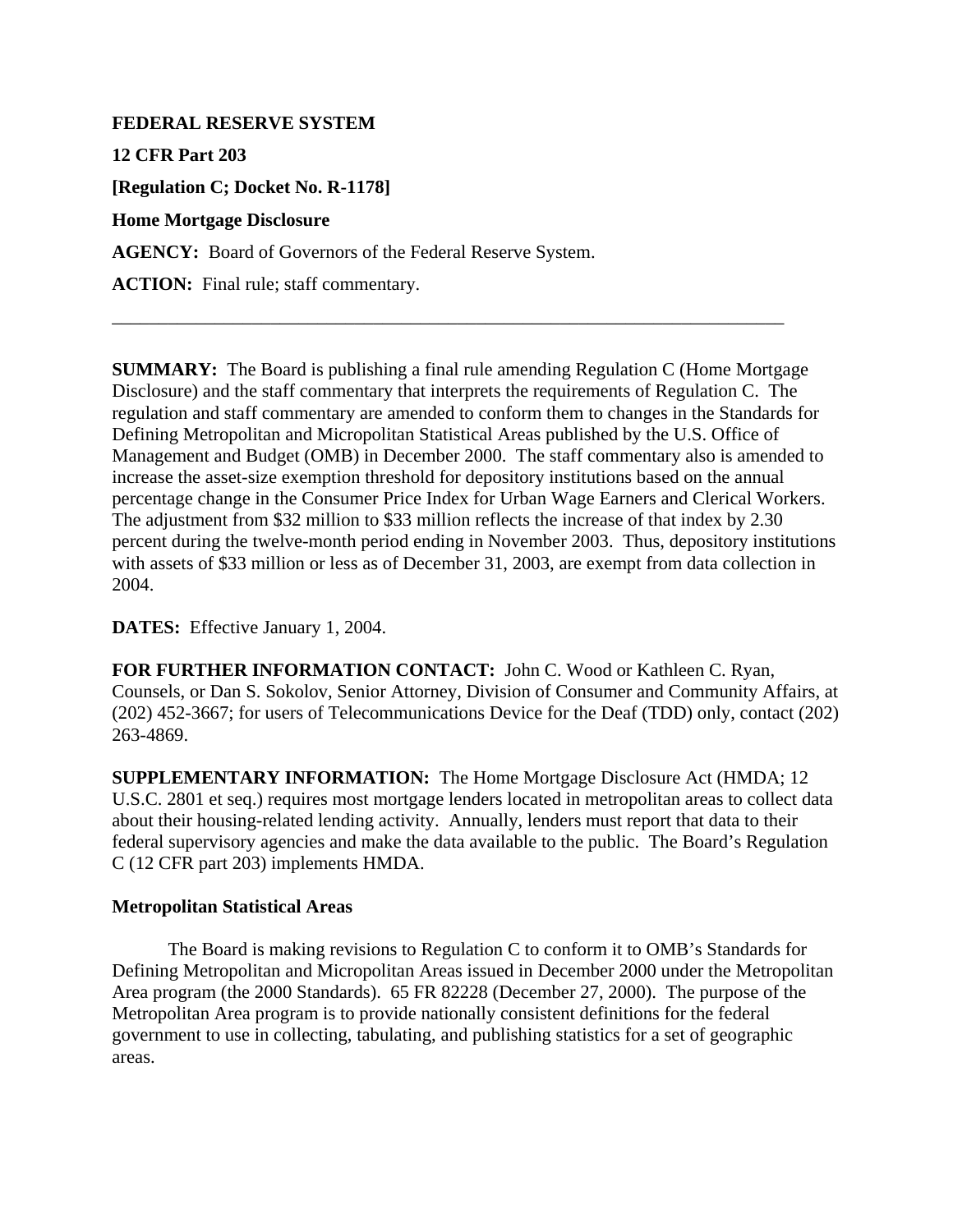**FEDERAL RESERVE SYSTEM**

**12 CFR Part 203**

**[Regulation C; Docket No. R-1178]**

**Home Mortgage Disclosure**

**AGENCY:** Board of Governors of the Federal Reserve System.

**ACTION:** Final rule; staff commentary.

---

**SUMMARY:** The Board is publishing a final rule amending Regulation C (Home Mortgage Disclosure) and the staff commentary that interprets the requirements of Regulation C. The regulation and staff commentary are amended to conform them to changes in the Standards for Defining Metropolitan and Micropolitan Statistical Areas published by the U.S. Office of Management and Budget (OMB) in December 2000. The staff commentary also is amended to increase the asset-size exemption threshold for depository institutions based on the annual percentage change in the Consumer Price Index for Urban Wage Earners and Clerical Workers. The adjustment from $32 million to $33 million reflects the increase of that index by 2.30 percent during the twelve-month period ending in November 2003. Thus, depository institutions with assets of $33 million or less as of December 31, 2003, are exempt from data collection in 2004.

**DATES:** Effective January 1, 2004.

**FOR FURTHER INFORMATION CONTACT:** John C. Wood or Kathleen C. Ryan, Counsels, or Dan S. Sokolov, Senior Attorney, Division of Consumer and Community Affairs, at (202) 452-3667; for users of Telecommunications Device for the Deaf (TDD) only, contact (202) 263-4869.

**SUPPLEMENTARY INFORMATION:** The Home Mortgage Disclosure Act (HMDA; 12 U.S.C. 2801 et seq.) requires most mortgage lenders located in metropolitan areas to collect data about their housing-related lending activity. Annually, lenders must report that data to their federal supervisory agencies and make the data available to the public. The Board's Regulation C (12 CFR part 203) implements HMDA.

**Metropolitan Statistical Areas**

The Board is making revisions to Regulation C to conform it to OMB's Standards for Defining Metropolitan and Micropolitan Areas issued in December 2000 under the Metropolitan Area program (the 2000 Standards). 65 FR 82228 (December 27, 2000). The purpose of the Metropolitan Area program is to provide nationally consistent definitions for the federal government to use in collecting, tabulating, and publishing statistics for a set of geographic areas.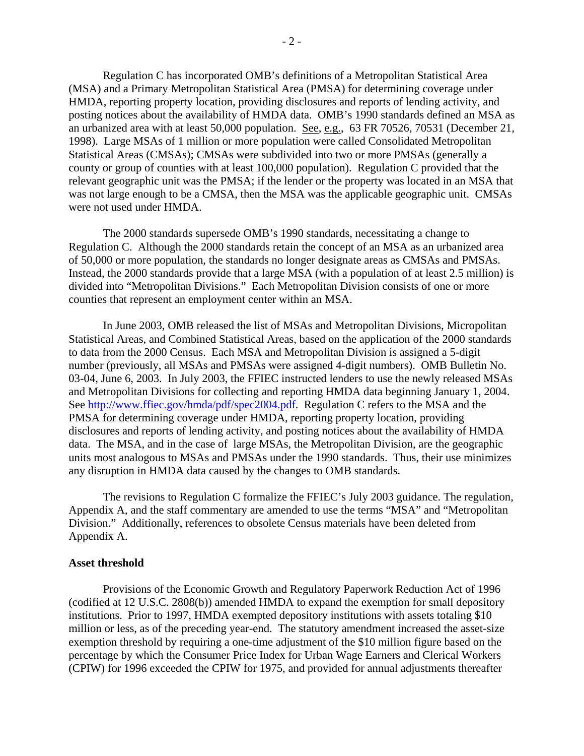Regulation C has incorporated OMB's definitions of a Metropolitan Statistical Area (MSA) and a Primary Metropolitan Statistical Area (PMSA) for determining coverage under HMDA, reporting property location, providing disclosures and reports of lending activity, and posting notices about the availability of HMDA data. OMB's 1990 standards defined an MSA as an urbanized area with at least 50,000 population. See, e.g., 63 FR 70526, 70531 (December 21, 1998). Large MSAs of 1 million or more population were called Consolidated Metropolitan Statistical Areas (CMSAs); CMSAs were subdivided into two or more PMSAs (generally a county or group of counties with at least 100,000 population). Regulation C provided that the relevant geographic unit was the PMSA; if the lender or the property was located in an MSA that was not large enough to be a CMSA, then the MSA was the applicable geographic unit. CMSAs were not used under HMDA.

The 2000 standards supersede OMB's 1990 standards, necessitating a change to Regulation C. Although the 2000 standards retain the concept of an MSA as an urbanized area of 50,000 or more population, the standards no longer designate areas as CMSAs and PMSAs. Instead, the 2000 standards provide that a large MSA (with a population of at least 2.5 million) is divided into "Metropolitan Divisions." Each Metropolitan Division consists of one or more counties that represent an employment center within an MSA.

In June 2003, OMB released the list of MSAs and Metropolitan Divisions, Micropolitan Statistical Areas, and Combined Statistical Areas, based on the application of the 2000 standards to data from the 2000 Census. Each MSA and Metropolitan Division is assigned a 5-digit number (previously, all MSAs and PMSAs were assigned 4-digit numbers). OMB Bulletin No. 03-04, June 6, 2003. In July 2003, the FFIEC instructed lenders to use the newly released MSAs and Metropolitan Divisions for collecting and reporting HMDA data beginning January 1, 2004. See http://www.ffiec.gov/hmda/pdf/spec2004.pdf. Regulation C refers to the MSA and the PMSA for determining coverage under HMDA, reporting property location, providing disclosures and reports of lending activity, and posting notices about the availability of HMDA data. The MSA, and in the case of large MSAs, the Metropolitan Division, are the geographic units most analogous to MSAs and PMSAs under the 1990 standards. Thus, their use minimizes any disruption in HMDA data caused by the changes to OMB standards.

The revisions to Regulation C formalize the FFIEC's July 2003 guidance. The regulation, Appendix A, and the staff commentary are amended to use the terms "MSA" and "Metropolitan Division." Additionally, references to obsolete Census materials have been deleted from Appendix A.

**Asset threshold**

Provisions of the Economic Growth and Regulatory Paperwork Reduction Act of 1996 (codified at 12 U.S.C. 2808(b)) amended HMDA to expand the exemption for small depository institutions. Prior to 1997, HMDA exempted depository institutions with assets totaling $10 million or less, as of the preceding year-end. The statutory amendment increased the asset-size exemption threshold by requiring a one-time adjustment of the $10 million figure based on the percentage by which the Consumer Price Index for Urban Wage Earners and Clerical Workers (CPIW) for 1996 exceeded the CPIW for 1975, and provided for annual adjustments thereafter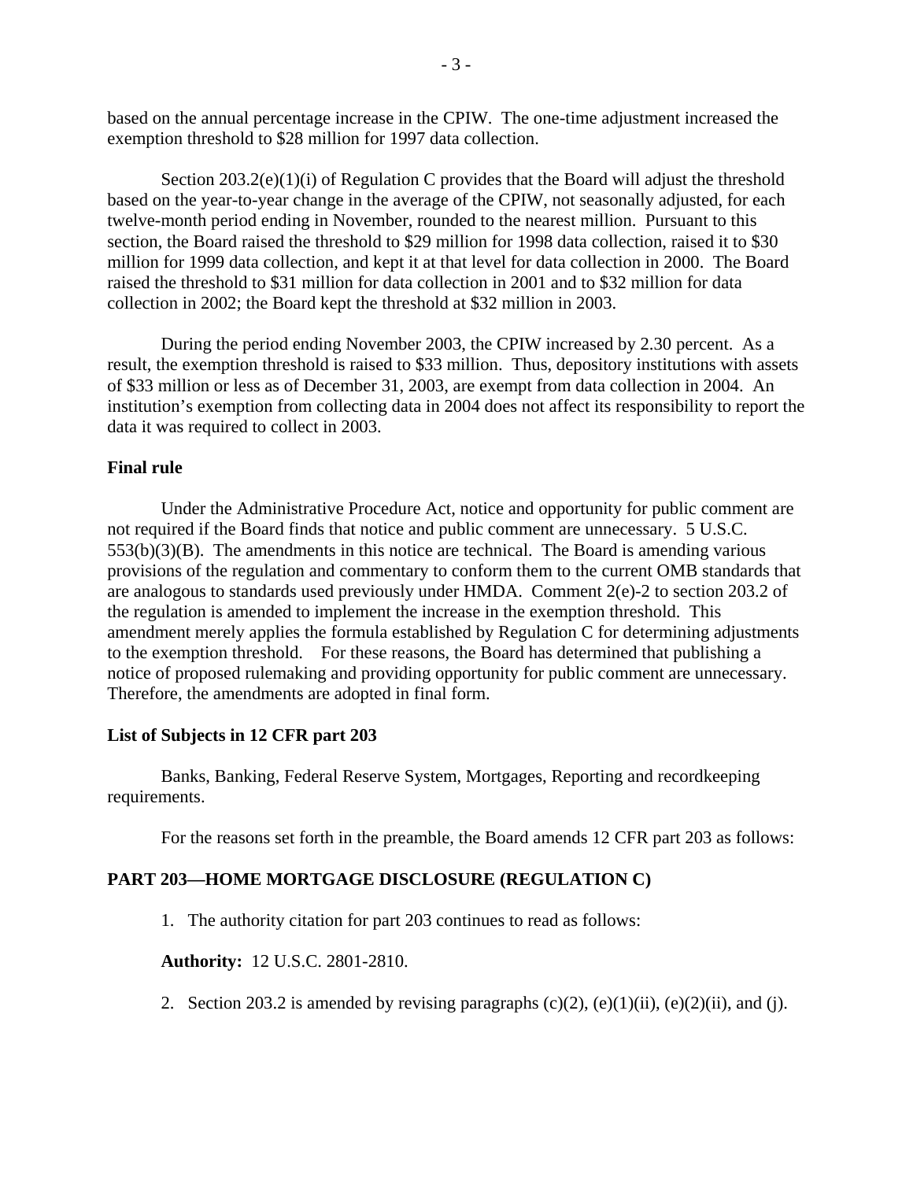based on the annual percentage increase in the CPIW. The one-time adjustment increased the exemption threshold to $28 million for 1997 data collection.

Section 203.2(e)(1)(i) of Regulation C provides that the Board will adjust the threshold based on the year-to-year change in the average of the CPIW, not seasonally adjusted, for each twelve-month period ending in November, rounded to the nearest million. Pursuant to this section, the Board raised the threshold to $29 million for 1998 data collection, raised it to $30 million for 1999 data collection, and kept it at that level for data collection in 2000. The Board raised the threshold to $31 million for data collection in 2001 and to $32 million for data collection in 2002; the Board kept the threshold at $32 million in 2003.

During the period ending November 2003, the CPIW increased by 2.30 percent. As a result, the exemption threshold is raised to $33 million. Thus, depository institutions with assets of $33 million or less as of December 31, 2003, are exempt from data collection in 2004. An institution's exemption from collecting data in 2004 does not affect its responsibility to report the data it was required to collect in 2003.

**Final rule**

Under the Administrative Procedure Act, notice and opportunity for public comment are not required if the Board finds that notice and public comment are unnecessary. 5 U.S.C. 553(b)(3)(B). The amendments in this notice are technical. The Board is amending various provisions of the regulation and commentary to conform them to the current OMB standards that are analogous to standards used previously under HMDA. Comment 2(e)-2 to section 203.2 of the regulation is amended to implement the increase in the exemption threshold. This amendment merely applies the formula established by Regulation C for determining adjustments to the exemption threshold. For these reasons, the Board has determined that publishing a notice of proposed rulemaking and providing opportunity for public comment are unnecessary. Therefore, the amendments are adopted in final form.

**List of Subjects in 12 CFR part 203**

Banks, Banking, Federal Reserve System, Mortgages, Reporting and recordkeeping requirements.

For the reasons set forth in the preamble, the Board amends 12 CFR part 203 as follows:

**PART 203—HOME MORTGAGE DISCLOSURE (REGULATION C)**

1. The authority citation for part 203 continues to read as follows:

**Authority:** 12 U.S.C. 2801-2810.

2. Section 203.2 is amended by revising paragraphs (c)(2), (e)(1)(ii), (e)(2)(ii), and (j).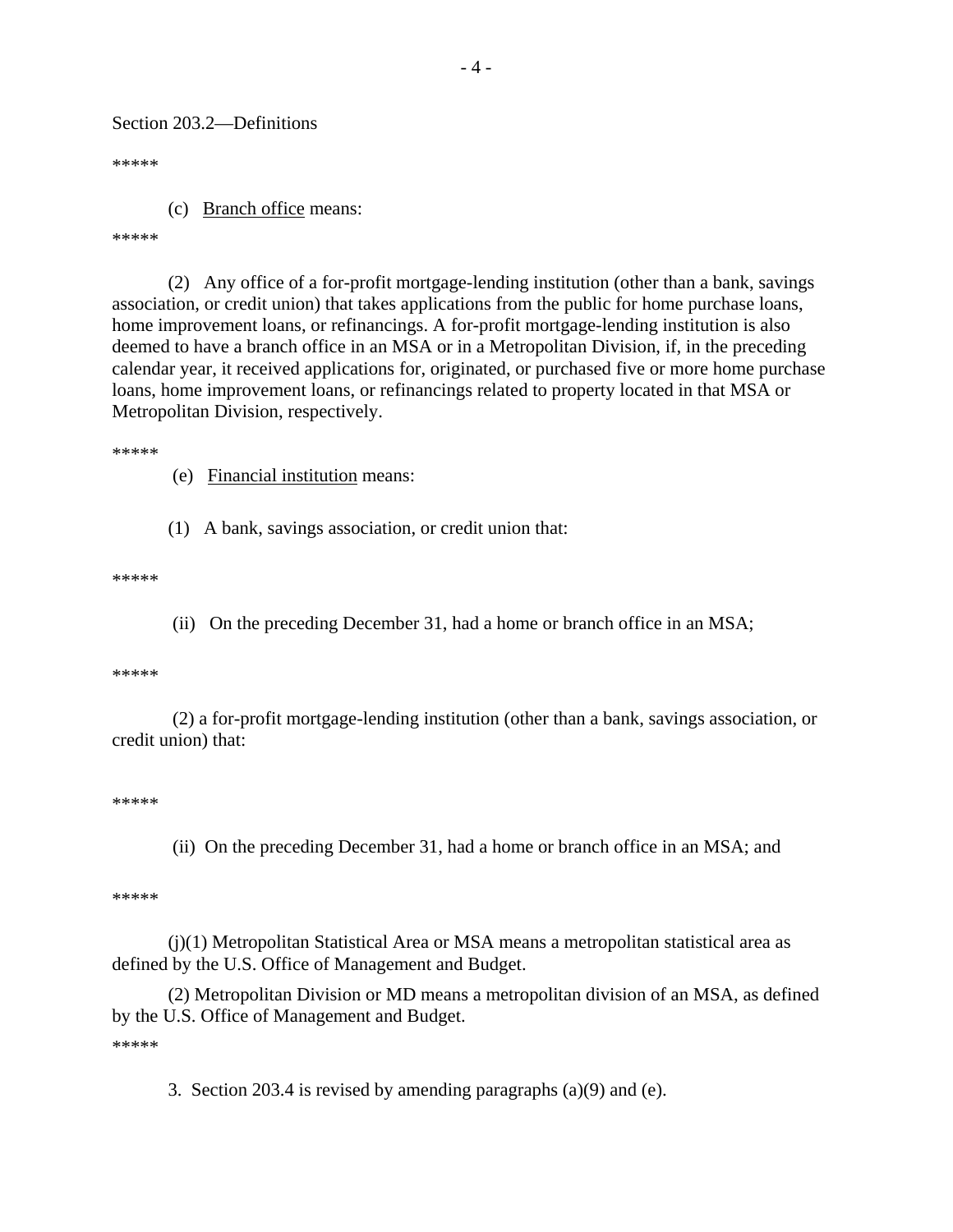Section 203.2—Definitions

*****

(c) Branch office means:

*****

(2) Any office of a for-profit mortgage-lending institution (other than a bank, savings association, or credit union) that takes applications from the public for home purchase loans, home improvement loans, or refinancings. A for-profit mortgage-lending institution is also deemed to have a branch office in an MSA or in a Metropolitan Division, if, in the preceding calendar year, it received applications for, originated, or purchased five or more home purchase loans, home improvement loans, or refinancings related to property located in that MSA or Metropolitan Division, respectively.

*****

(e) Financial institution means:

(1) A bank, savings association, or credit union that:

*****

(ii) On the preceding December 31, had a home or branch office in an MSA;

*****

(2) a for-profit mortgage-lending institution (other than a bank, savings association, or credit union) that:

*****

(ii) On the preceding December 31, had a home or branch office in an MSA; and

*****

(j)(1) Metropolitan Statistical Area or MSA means a metropolitan statistical area as defined by the U.S. Office of Management and Budget.

(2) Metropolitan Division or MD means a metropolitan division of an MSA, as defined by the U.S. Office of Management and Budget.

*****

3. Section 203.4 is revised by amending paragraphs (a)(9) and (e).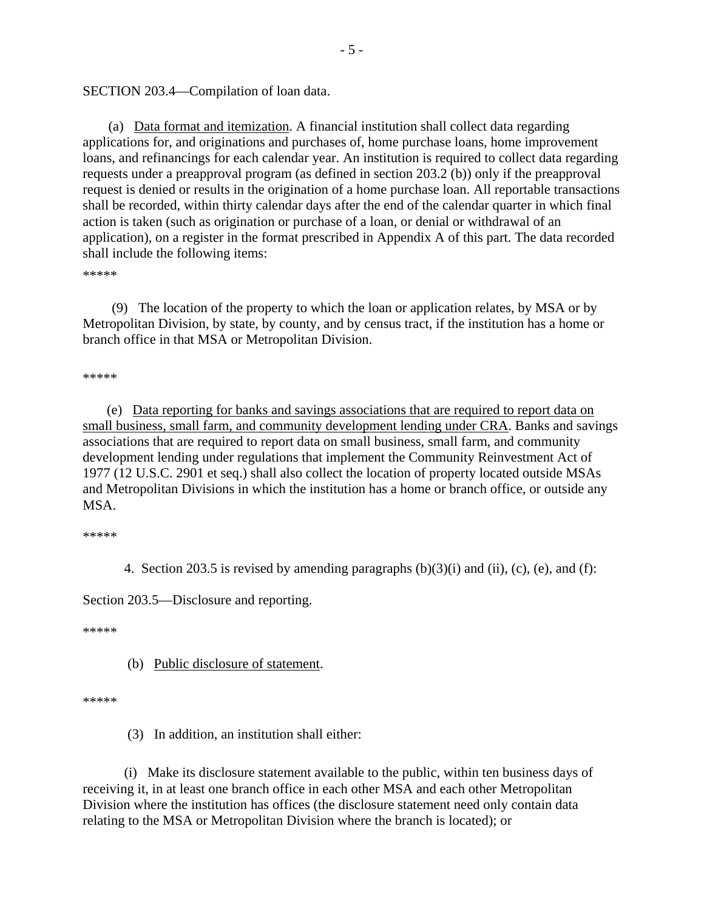SECTION 203.4—Compilation of loan data.

(a) Data format and itemization. A financial institution shall collect data regarding applications for, and originations and purchases of, home purchase loans, home improvement loans, and refinancings for each calendar year. An institution is required to collect data regarding requests under a preapproval program (as defined in section 203.2 (b)) only if the preapproval request is denied or results in the origination of a home purchase loan. All reportable transactions shall be recorded, within thirty calendar days after the end of the calendar quarter in which final action is taken (such as origination or purchase of a loan, or denial or withdrawal of an application), on a register in the format prescribed in Appendix A of this part. The data recorded shall include the following items:

*****

(9) The location of the property to which the loan or application relates, by MSA or by Metropolitan Division, by state, by county, and by census tract, if the institution has a home or branch office in that MSA or Metropolitan Division.

*****

(e) Data reporting for banks and savings associations that are required to report data on small business, small farm, and community development lending under CRA. Banks and savings associations that are required to report data on small business, small farm, and community development lending under regulations that implement the Community Reinvestment Act of 1977 (12 U.S.C. 2901 et seq.) shall also collect the location of property located outside MSAs and Metropolitan Divisions in which the institution has a home or branch office, or outside any MSA.

*****

4. Section 203.5 is revised by amending paragraphs (b)(3)(i) and (ii), (c), (e), and (f):

Section 203.5—Disclosure and reporting.

*****

(b) Public disclosure of statement.

*****

(3) In addition, an institution shall either:

(i) Make its disclosure statement available to the public, within ten business days of receiving it, in at least one branch office in each other MSA and each other Metropolitan Division where the institution has offices (the disclosure statement need only contain data relating to the MSA or Metropolitan Division where the branch is located); or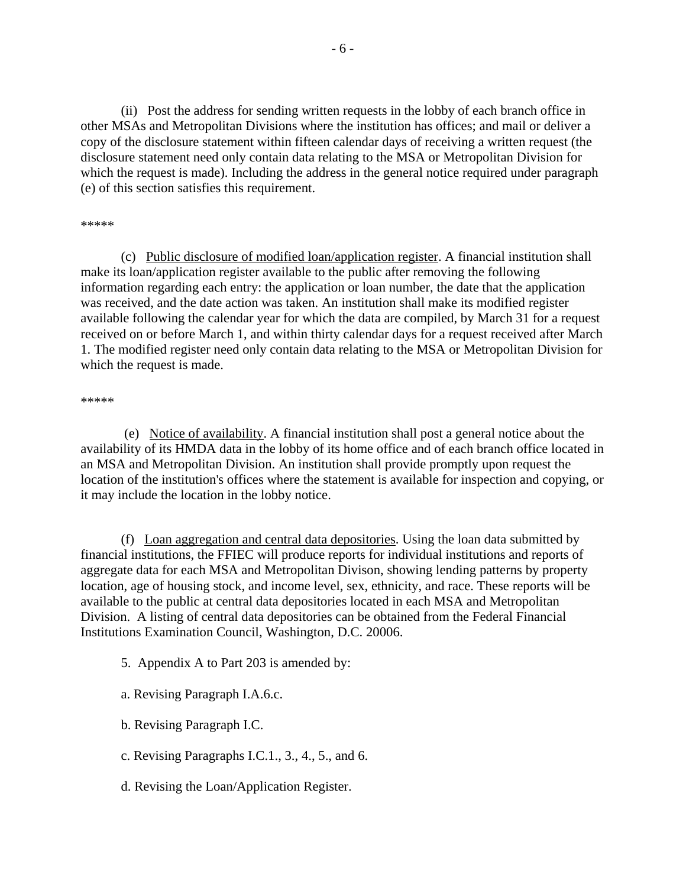(ii) Post the address for sending written requests in the lobby of each branch office in other MSAs and Metropolitan Divisions where the institution has offices; and mail or deliver a copy of the disclosure statement within fifteen calendar days of receiving a written request (the disclosure statement need only contain data relating to the MSA or Metropolitan Division for which the request is made). Including the address in the general notice required under paragraph (e) of this section satisfies this requirement.

*****

(c) Public disclosure of modified loan/application register. A financial institution shall make its loan/application register available to the public after removing the following information regarding each entry: the application or loan number, the date that the application was received, and the date action was taken. An institution shall make its modified register available following the calendar year for which the data are compiled, by March 31 for a request received on or before March 1, and within thirty calendar days for a request received after March 1. The modified register need only contain data relating to the MSA or Metropolitan Division for which the request is made.

*****

(e) Notice of availability. A financial institution shall post a general notice about the availability of its HMDA data in the lobby of its home office and of each branch office located in an MSA and Metropolitan Division. An institution shall provide promptly upon request the location of the institution's offices where the statement is available for inspection and copying, or it may include the location in the lobby notice.

(f) Loan aggregation and central data depositories. Using the loan data submitted by financial institutions, the FFIEC will produce reports for individual institutions and reports of aggregate data for each MSA and Metropolitan Divison, showing lending patterns by property location, age of housing stock, and income level, sex, ethnicity, and race. These reports will be available to the public at central data depositories located in each MSA and Metropolitan Division. A listing of central data depositories can be obtained from the Federal Financial Institutions Examination Council, Washington, D.C. 20006.

5. Appendix A to Part 203 is amended by:

a. Revising Paragraph I.A.6.c.

b. Revising Paragraph I.C.

c. Revising Paragraphs I.C.1., 3., 4., 5., and 6.

d. Revising the Loan/Application Register.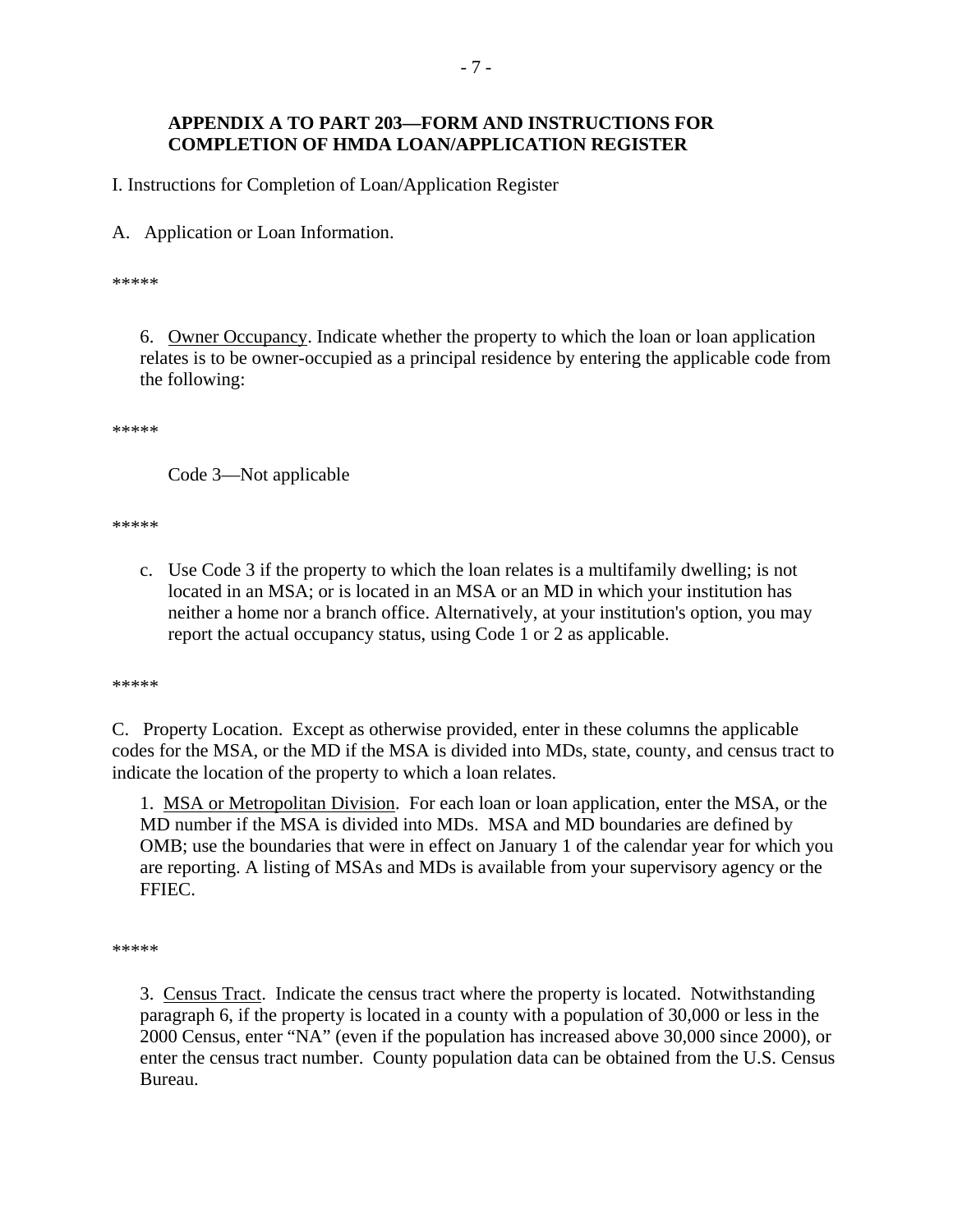**APPENDIX A TO PART 203—FORM AND INSTRUCTIONS FOR COMPLETION OF HMDA LOAN/APPLICATION REGISTER**

I. Instructions for Completion of Loan/Application Register

A. Application or Loan Information.

*****

6. Owner Occupancy. Indicate whether the property to which the loan or loan application relates is to be owner-occupied as a principal residence by entering the applicable code from the following:

*****

Code 3—Not applicable

*****

c. Use Code 3 if the property to which the loan relates is a multifamily dwelling; is not located in an MSA; or is located in an MSA or an MD in which your institution has neither a home nor a branch office. Alternatively, at your institution's option, you may report the actual occupancy status, using Code 1 or 2 as applicable.

*****

C. Property Location. Except as otherwise provided, enter in these columns the applicable codes for the MSA, or the MD if the MSA is divided into MDs, state, county, and census tract to indicate the location of the property to which a loan relates.

1. MSA or Metropolitan Division. For each loan or loan application, enter the MSA, or the MD number if the MSA is divided into MDs. MSA and MD boundaries are defined by OMB; use the boundaries that were in effect on January 1 of the calendar year for which you are reporting. A listing of MSAs and MDs is available from your supervisory agency or the FFIEC.

*****

3. Census Tract. Indicate the census tract where the property is located. Notwithstanding paragraph 6, if the property is located in a county with a population of 30,000 or less in the 2000 Census, enter "NA" (even if the population has increased above 30,000 since 2000), or enter the census tract number. County population data can be obtained from the U.S. Census Bureau.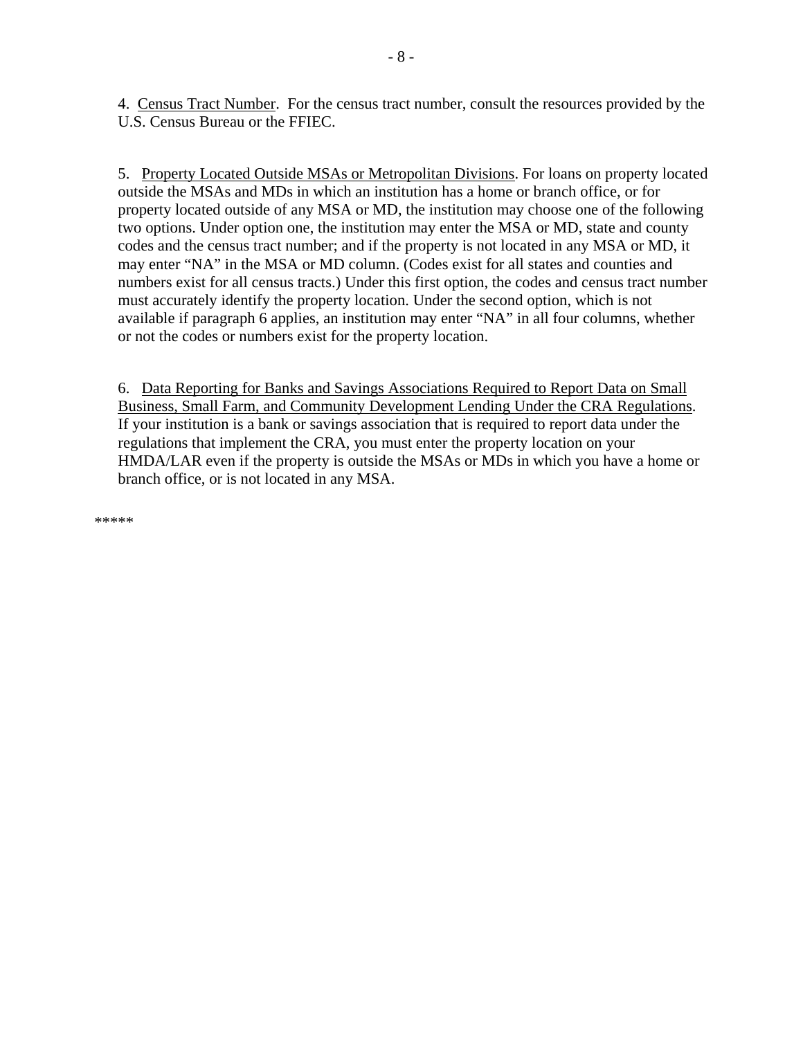4. Census Tract Number. For the census tract number, consult the resources provided by the U.S. Census Bureau or the FFIEC.

5. Property Located Outside MSAs or Metropolitan Divisions. For loans on property located outside the MSAs and MDs in which an institution has a home or branch office, or for property located outside of any MSA or MD, the institution may choose one of the following two options. Under option one, the institution may enter the MSA or MD, state and county codes and the census tract number; and if the property is not located in any MSA or MD, it may enter "NA" in the MSA or MD column. (Codes exist for all states and counties and numbers exist for all census tracts.) Under this first option, the codes and census tract number must accurately identify the property location. Under the second option, which is not available if paragraph 6 applies, an institution may enter "NA" in all four columns, whether or not the codes or numbers exist for the property location.

6. Data Reporting for Banks and Savings Associations Required to Report Data on Small Business, Small Farm, and Community Development Lending Under the CRA Regulations. If your institution is a bank or savings association that is required to report data under the regulations that implement the CRA, you must enter the property location on your HMDA/LAR even if the property is outside the MSAs or MDs in which you have a home or branch office, or is not located in any MSA.

*****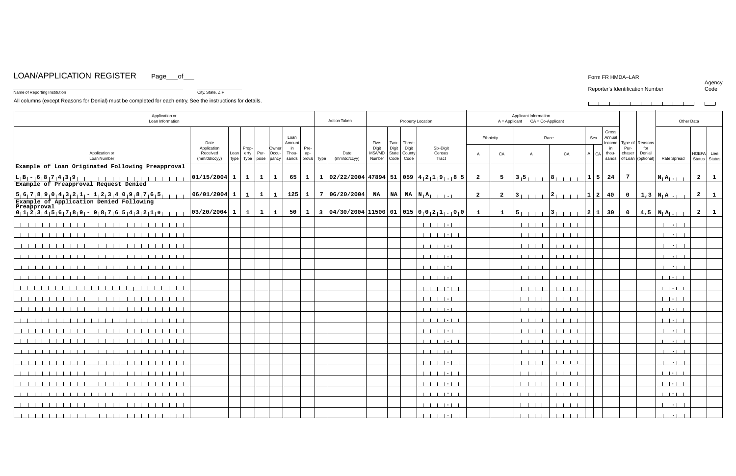# LOAN/APPLICATION REGISTER

Page\_\_\_of\_\_\_

Form FR HMDA–LAR

Name of Reporting Institution

City, State, ZIP

Reporter's Identification Number

Agency Code

All columns (except Reasons for Denial) must be completed for each entry. See the instructions for details.

| Application or Loan Information | | | | | | | | Action Taken | | Property Location | | | | Applicant Information A = Applicant CA = Co-Applicant | | | | | | | | | Other Data | | |
|---|---|---|---|---|---|---|---|---|---|---|---|---|---|---|---|---|---|---|---|---|---|---|---|---|---|
| | | | | | | | | | | | | | | Ethnicity | | Race | | Sex | | | | | | | |
| Application or Loan Number | Date Application Received (mm/dd/ccyy) | Loan Type | Property Type | Purpose | Owner Occupancy | Loan Amount in Thousands | Preapproval | Type | Date (mm/dd/ccyy) | Five-Digit MSA/MD Number | Two-Digit State Code | Three-Digit County Code | Six-Digit Census Tract | A | CA | A | CA | A | CA | Gross Annual Income in thousands | Type of Purchaser of Loan | Reasons for Denial (optional) | Rate Spread | HOEPA Status | Lien Status |
| **Example of Loan Originated Following Preapproval** | | | | | | | | | | | | | | | | | | | | | | | | | |
| LB-6874391 | 01/15/2004 | 1 | 1 | 1 | 1 | 65 | 1 | 1 | 02/22/2004 | 47894 | 51 | 059 | 4219.85 | 2 | 5 | 35 | 8 | 1 | 5 | 24 | 7 | | NA | 2 | 1 |
| **Example of Preapproval Request Denied** | | | | | | | | | | | | | | | | | | | | | | | | | |
| 5678904321-1234098765 | 06/01/2004 | 1 | 1 | 1 | 1 | 125 | 1 | 7 | 06/20/2004 | NA | NA | NA | NA | 2 | 2 | 3 | 2 | 1 | 2 | 40 | 0 | 1,3 | NA | 2 | 1 |
| **Example of Application Denied Following Preapproval** | | | | | | | | | | | | | | | | | | | | | | | | | |
| 0123456789-9876543210 | 03/20/2004 | 1 | 1 | 1 | 1 | 50 | 1 | 3 | 04/30/2004 | 11500 | 01 | 015 | 0021.00 | 1 | 1 | 5 | 3 | 2 | 1 | 30 | 0 | 4,5 | NA | 2 | 1 |
| | | | | | | | | | | | | | | | | | | | | | | | | | |
| | | | | | | | | | | | | | | | | | | | | | | | | | |
| | | | | | | | | | | | | | | | | | | | | | | | | | |
| | | | | | | | | | | | | | | | | | | | | | | | | | |
| | | | | | | | | | | | | | | | | | | | | | | | | | |
| | | | | | | | | | | | | | | | | | | | | | | | | | |
| | | | | | | | | | | | | | | | | | | | | | | | | | |
| | | | | | | | | | | | | | | | | | | | | | | | | | |
| | | | | | | | | | | | | | | | | | | | | | | | | | |
| | | | | | | | | | | | | | | | | | | | | | | | | | |
| | | | | | | | | | | | | | | | | | | | | | | | | | |
| | | | | | | | | | | | | | | | | | | | | | | | | | |
| | | | | | | | | | | | | | | | | | | | | | | | | | |
| | | | | | | | | | | | | | | | | | | | | | | | | | |
| | | | | | | | | | | | | | | | | | | | | | | | | | |
| | | | | | | | | | | | | | | | | | | | | | | | | | |
| | | | | | | | | | | | | | | | | | | | | | | | | | |
| | | | | | | | | | | | | | | | | | | | | | | | | | |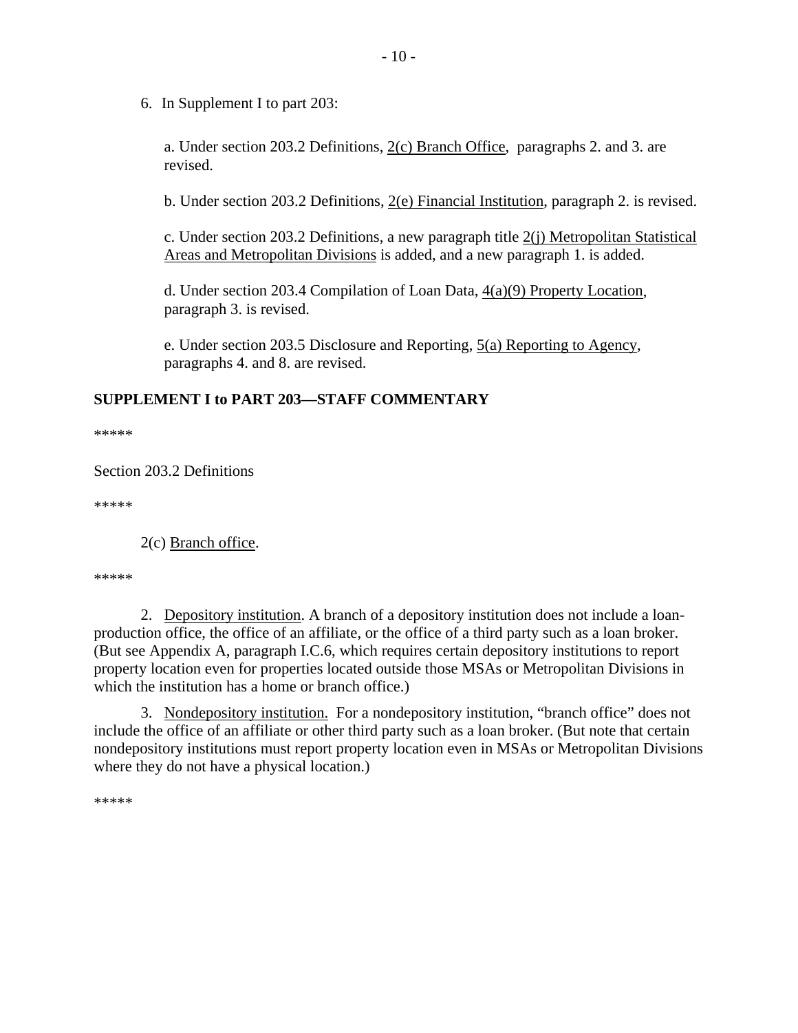6. In Supplement I to part 203:

a. Under section 203.2 Definitions, <u>2(c) Branch Office</u>, paragraphs 2. and 3. are revised.

b. Under section 203.2 Definitions, <u>2(e) Financial Institution</u>, paragraph 2. is revised.

c. Under section 203.2 Definitions, a new paragraph title <u>2(j) Metropolitan Statistical Areas and Metropolitan Divisions</u> is added, and a new paragraph 1. is added.

d. Under section 203.4 Compilation of Loan Data, <u>4(a)(9) Property Location</u>, paragraph 3. is revised.

e. Under section 203.5 Disclosure and Reporting, <u>5(a) Reporting to Agency</u>, paragraphs 4. and 8. are revised.

**SUPPLEMENT I to PART 203—STAFF COMMENTARY**

*****

Section 203.2 Definitions

*****

2(c) <u>Branch office</u>.

*****

2. <u>Depository institution</u>. A branch of a depository institution does not include a loan-production office, the office of an affiliate, or the office of a third party such as a loan broker. (But see Appendix A, paragraph I.C.6, which requires certain depository institutions to report property location even for properties located outside those MSAs or Metropolitan Divisions in which the institution has a home or branch office.)

3. <u>Nondepository institution.</u> For a nondepository institution, "branch office" does not include the office of an affiliate or other third party such as a loan broker. (But note that certain nondepository institutions must report property location even in MSAs or Metropolitan Divisions where they do not have a physical location.)

*****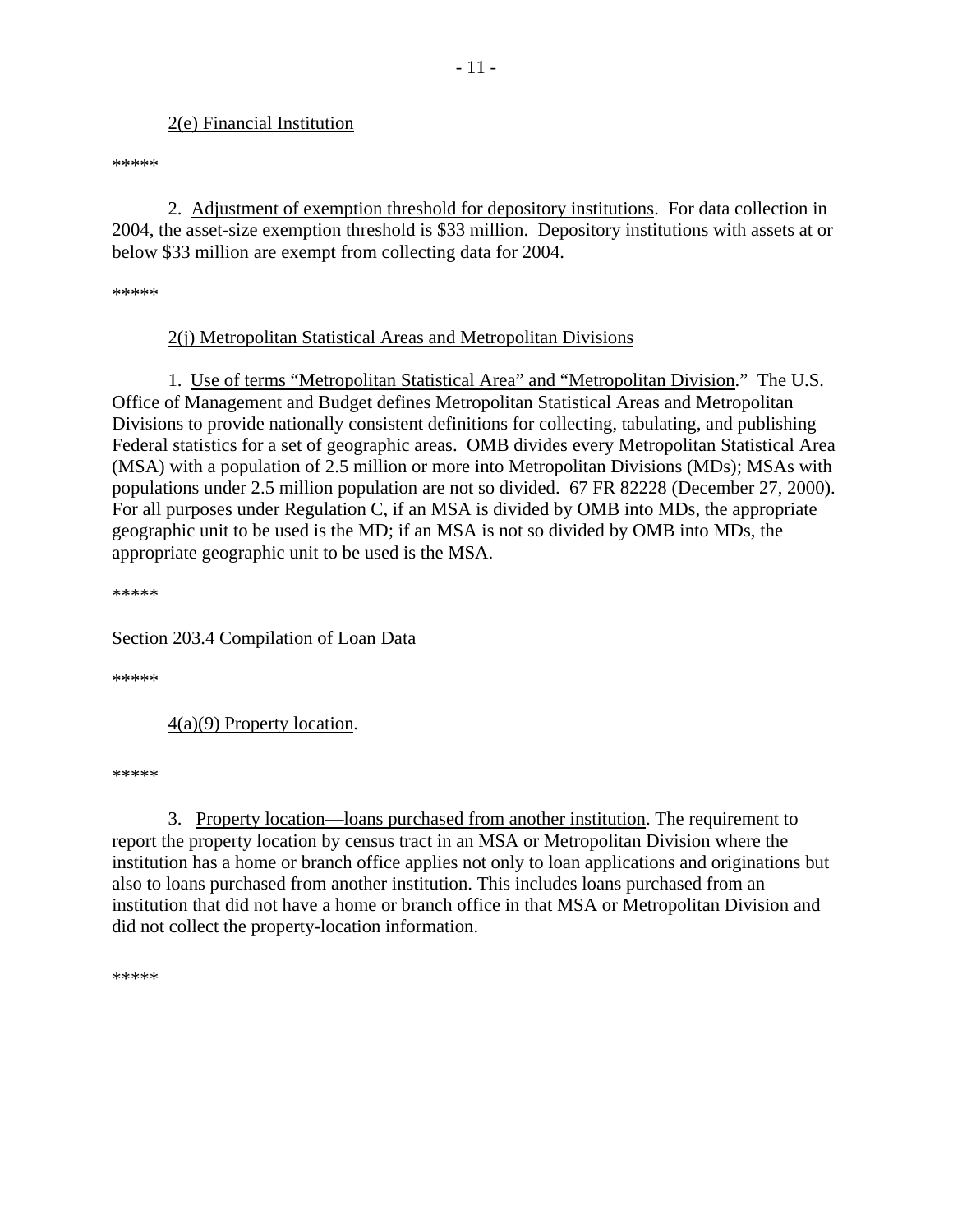2(e) Financial Institution

*****

2. Adjustment of exemption threshold for depository institutions. For data collection in 2004, the asset-size exemption threshold is $33 million. Depository institutions with assets at or below $33 million are exempt from collecting data for 2004.

*****

2(j) Metropolitan Statistical Areas and Metropolitan Divisions

1. Use of terms "Metropolitan Statistical Area" and "Metropolitan Division." The U.S. Office of Management and Budget defines Metropolitan Statistical Areas and Metropolitan Divisions to provide nationally consistent definitions for collecting, tabulating, and publishing Federal statistics for a set of geographic areas. OMB divides every Metropolitan Statistical Area (MSA) with a population of 2.5 million or more into Metropolitan Divisions (MDs); MSAs with populations under 2.5 million population are not so divided. 67 FR 82228 (December 27, 2000). For all purposes under Regulation C, if an MSA is divided by OMB into MDs, the appropriate geographic unit to be used is the MD; if an MSA is not so divided by OMB into MDs, the appropriate geographic unit to be used is the MSA.

*****

Section 203.4 Compilation of Loan Data

*****

4(a)(9) Property location.

*****

3. Property location—loans purchased from another institution. The requirement to report the property location by census tract in an MSA or Metropolitan Division where the institution has a home or branch office applies not only to loan applications and originations but also to loans purchased from another institution. This includes loans purchased from an institution that did not have a home or branch office in that MSA or Metropolitan Division and did not collect the property-location information.

*****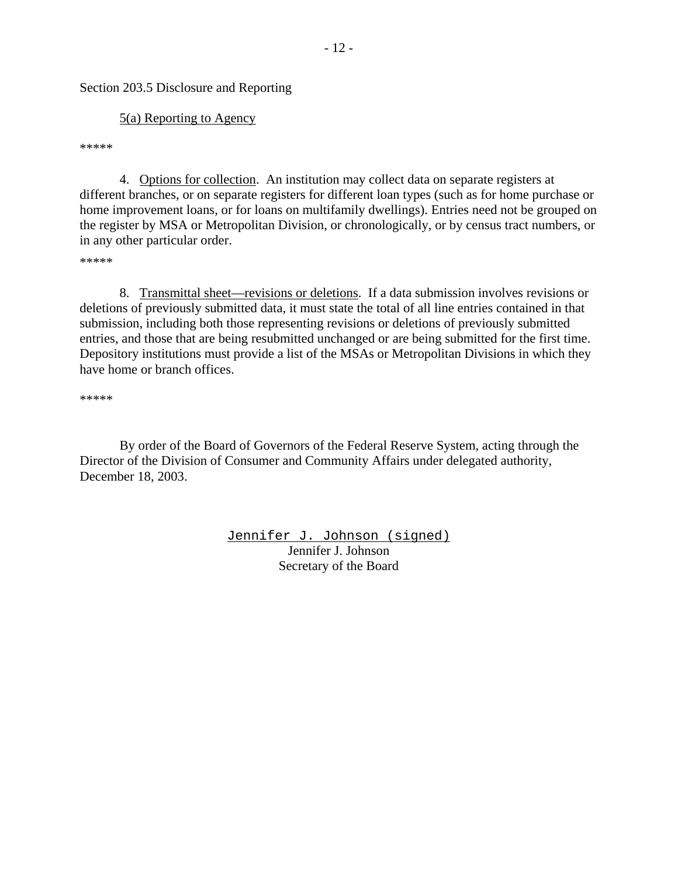Section 203.5 Disclosure and Reporting

5(a) Reporting to Agency

*****

4. Options for collection. An institution may collect data on separate registers at different branches, or on separate registers for different loan types (such as for home purchase or home improvement loans, or for loans on multifamily dwellings). Entries need not be grouped on the register by MSA or Metropolitan Division, or chronologically, or by census tract numbers, or in any other particular order.

*****

8. Transmittal sheet—revisions or deletions. If a data submission involves revisions or deletions of previously submitted data, it must state the total of all line entries contained in that submission, including both those representing revisions or deletions of previously submitted entries, and those that are being resubmitted unchanged or are being submitted for the first time. Depository institutions must provide a list of the MSAs or Metropolitan Divisions in which they have home or branch offices.

*****

By order of the Board of Governors of the Federal Reserve System, acting through the Director of the Division of Consumer and Community Affairs under delegated authority, December 18, 2003.

Jennifer J. Johnson (signed)
Jennifer J. Johnson
Secretary of the Board